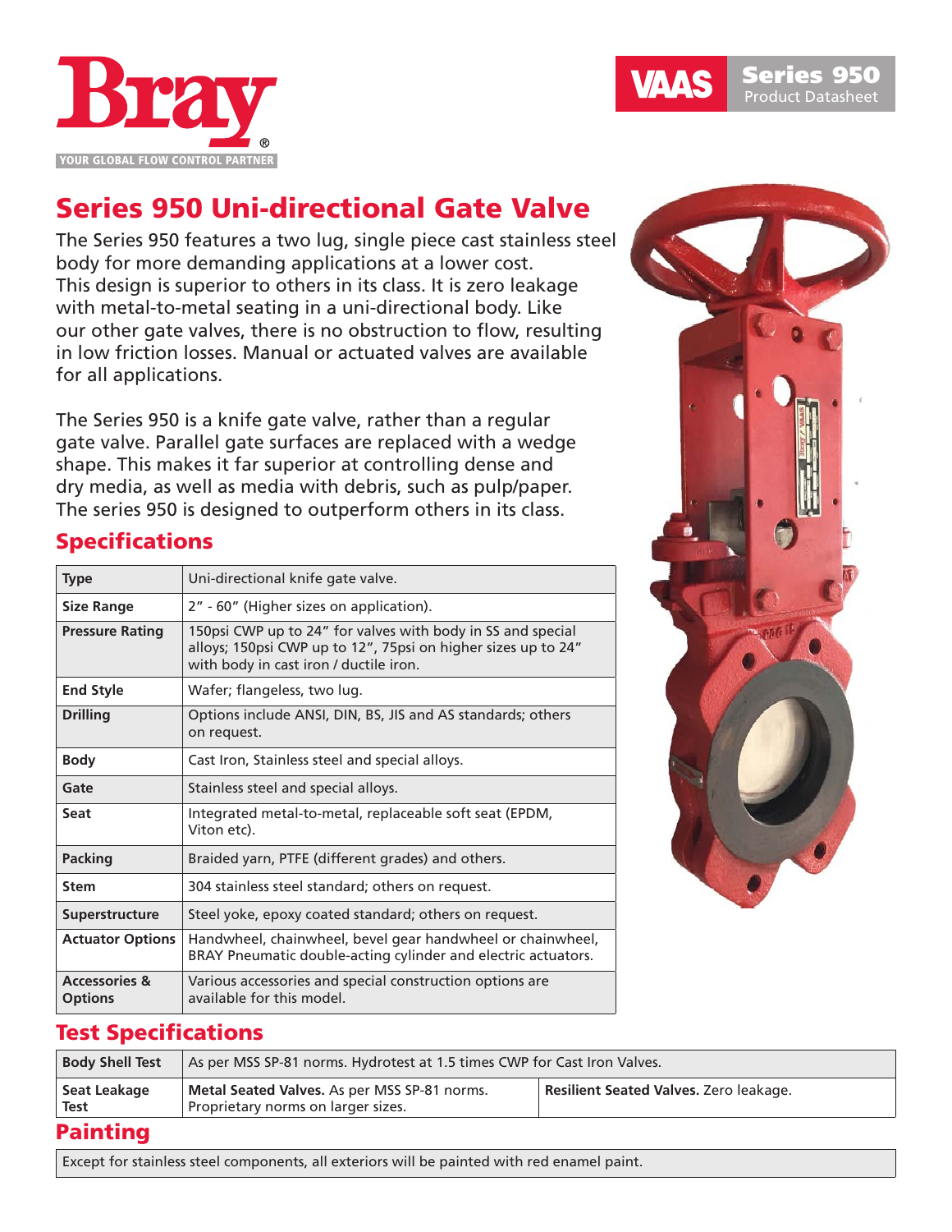Bray®

YOUR GLOBAL FLOW CONTROL PARTNER

VAAS **Series 950** Product Datasheet

# Series 950 Uni-directional Gate Valve

The Series 950 features a two lug, single piece cast stainless steel body for more demanding applications at a lower cost. This design is superior to others in its class. It is zero leakage with metal-to-metal seating in a uni-directional body. Like our other gate valves, there is no obstruction to flow, resulting in low friction losses. Manual or actuated valves are available for all applications.

The Series 950 is a knife gate valve, rather than a regular gate valve. Parallel gate surfaces are replaced with a wedge shape. This makes it far superior at controlling dense and dry media, as well as media with debris, such as pulp/paper. The series 950 is designed to outperform others in its class.

## Specifications

| | |
|---|---|
| **Type** | Uni-directional knife gate valve. |
| **Size Range** | 2" - 60" (Higher sizes on application). |
| **Pressure Rating** | 150psi CWP up to 24" for valves with body in SS and special alloys; 150psi CWP up to 12", 75psi on higher sizes up to 24" with body in cast iron / ductile iron. |
| **End Style** | Wafer; flangeless, two lug. |
| **Drilling** | Options include ANSI, DIN, BS, JIS and AS standards; others on request. |
| **Body** | Cast Iron, Stainless steel and special alloys. |
| **Gate** | Stainless steel and special alloys. |
| **Seat** | Integrated metal-to-metal, replaceable soft seat (EPDM, Viton etc). |
| **Packing** | Braided yarn, PTFE (different grades) and others. |
| **Stem** | 304 stainless steel standard; others on request. |
| **Superstructure** | Steel yoke, epoxy coated standard; others on request. |
| **Actuator Options** | Handwheel, chainwheel, bevel gear handwheel or chainwheel, BRAY Pneumatic double-acting cylinder and electric actuators. |
| **Accessories & Options** | Various accessories and special construction options are available for this model. |

## Test Specifications

| | | |
|---|---|---|
| **Body Shell Test** | As per MSS SP-81 norms. Hydrotest at 1.5 times CWP for Cast Iron Valves. | |
| **Seat Leakage Test** | **Metal Seated Valves.** As per MSS SP-81 norms. Proprietary norms on larger sizes. | **Resilient Seated Valves.** Zero leakage. |

## Painting

Except for stainless steel components, all exteriors will be painted with red enamel paint.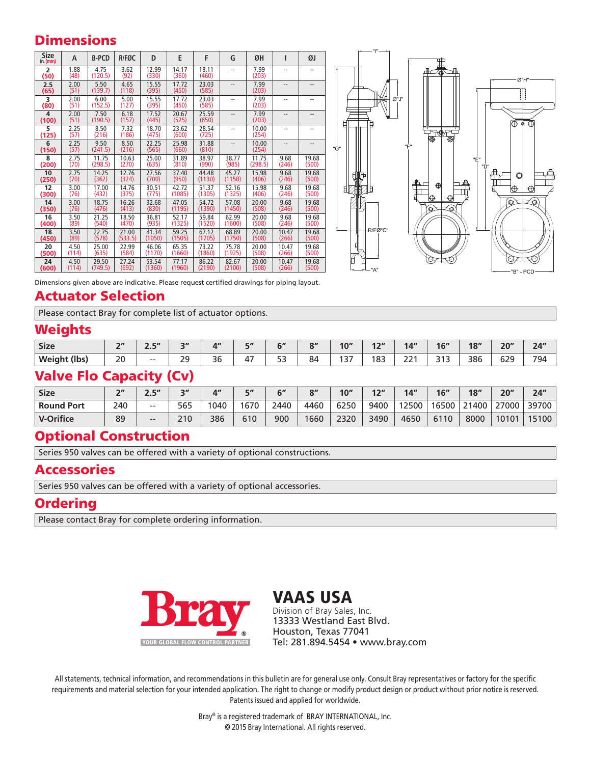## Dimensions

| Size in. (mm) | A | B-PCD | R/FØC | D | E | F | G | ØH | I | ØJ |
|---|---|---|---|---|---|---|---|---|---|---|
| 2 (50) | 1.88 (48) | 4.75 (120.5) | 3.62 (92) | 12.99 (330) | 14.17 (360) | 18.11 (460) | -- | 7.99 (203) | -- | -- |
| 2.5 (65) | 2.00 (51) | 5.50 (139.7) | 4.65 (118) | 15.55 (395) | 17.72 (450) | 23.03 (585) | -- | 7.99 (203) | -- | -- |
| 3 (80) | 2.00 (51) | 6.00 (152.5) | 5.00 (127) | 15.55 (395) | 17.72 (450) | 23.03 (585) | -- | 7.99 (203) | -- | -- |
| 4 (100) | 2.00 (51) | 7.50 (190.5) | 6.18 (157) | 17.52 (445) | 20.67 (525) | 25.59 (650) | -- | 7.99 (203) | -- | -- |
| 5 (125) | 2.25 (57) | 8.50 (216) | 7.32 (186) | 18.70 (475) | 23.62 (600) | 28.54 (725) | -- | 10.00 (254) | -- | -- |
| 6 (150) | 2.25 (57) | 9.50 (241.5) | 8.50 (216) | 22.25 (565) | 25.98 (660) | 31.88 (810) | -- | 10.00 (254) | -- | -- |
| 8 (200) | 2.75 (70) | 11.75 (298.5) | 10.63 (270) | 25.00 (635) | 31.89 (810) | 38.97 (990) | 38.77 (985) | 11.75 (298.5) | 9.68 (246) | 19.68 (500) |
| 10 (250) | 2.75 (70) | 14.25 (362) | 12.76 (324) | 27.56 (700) | 37.40 (950) | 44.48 (1130) | 45.27 (1150) | 15.98 (406) | 9.68 (246) | 19.68 (500) |
| 12 (300) | 3.00 (76) | 17.00 (432) | 14.76 (375) | 30.51 (775) | 42.72 (1085) | 51.37 (1305) | 52.16 (1325) | 15.98 (406) | 9.68 (246) | 19.68 (500) |
| 14 (350) | 3.00 (76) | 18.75 (476) | 16.26 (413) | 32.68 (830) | 47.05 (1195) | 54.72 (1390) | 57.08 (1450) | 20.00 (508) | 9.68 (246) | 19.68 (500) |
| 16 (400) | 3.50 (89) | 21.25 (540) | 18.50 (470) | 36.81 (935) | 52.17 (1325) | 59.84 (1520) | 62.99 (1600) | 20.00 (508) | 9.68 (246) | 19.68 (500) |
| 18 (450) | 3.50 (89) | 22.75 (578) | 21.00 (533.5) | 41.34 (1050) | 59.25 (1505) | 67.12 (1705) | 68.89 (1750) | 20.00 (508) | 10.47 (266) | 19.68 (500) |
| 20 (500) | 4.50 (114) | 25.00 (635) | 22.99 (584) | 46.06 (1170) | 65.35 (1660) | 73.22 (1860) | 75.78 (1925) | 20.00 (508) | 10.47 (266) | 19.68 (500) |
| 24 (600) | 4.50 (114) | 29.50 (749.5) | 27.24 (692) | 53.54 (1360) | 77.17 (1960) | 86.22 (2190) | 82.67 (2100) | 20.00 (508) | 10.47 (266) | 19.68 (500) |

"I"
Ø"J"
"G"
"F"
"E"
"D"
Ø"H"
R/FØ"C"
"A"
"B" - PCD

Dimensions given above are indicative. Please request certified drawings for piping layout.

## Actuator Selection

Please contact Bray for complete list of actuator options.

## Weights

| Size | 2″ | 2.5″ | 3″ | 4″ | 5″ | 6″ | 8″ | 10″ | 12″ | 14″ | 16″ | 18″ | 20″ | 24″ |
|---|---|---|---|---|---|---|---|---|---|---|---|---|---|---|
| Weight (lbs) | 20 | -- | 29 | 36 | 47 | 53 | 84 | 137 | 183 | 221 | 313 | 386 | 629 | 794 |

## Valve Flo Capacity (Cv)

| Size | 2″ | 2.5″ | 3″ | 4″ | 5″ | 6″ | 8″ | 10″ | 12″ | 14″ | 16″ | 18″ | 20″ | 24″ |
|---|---|---|---|---|---|---|---|---|---|---|---|---|---|---|
| Round Port | 240 | -- | 565 | 1040 | 1670 | 2440 | 4460 | 6250 | 9400 | 12500 | 16500 | 21400 | 27000 | 39700 |
| V-Orifice | 89 | -- | 210 | 386 | 610 | 900 | 1660 | 2320 | 3490 | 4650 | 6110 | 8000 | 10101 | 15100 |

## Optional Construction

Series 950 valves can be offered with a variety of optional constructions.

## Accessories

Series 950 valves can be offered with a variety of optional accessories.

## Ordering

Please contact Bray for complete ordering information.

Bray®
YOUR GLOBAL FLOW CONTROL PARTNER

**VAAS USA**
Division of Bray Sales, Inc.
13333 Westland East Blvd.
Houston, Texas 77041
Tel: 281.894.5454 • www.bray.com

All statements, technical information, and recommendations in this bulletin are for general use only. Consult Bray representatives or factory for the specific requirements and material selection for your intended application. The right to change or modify product design or product without prior notice is reserved. Patents issued and applied for worldwide.

Bray® is a registered trademark of BRAY INTERNATIONAL, Inc.
© 2015 Bray International. All rights reserved.